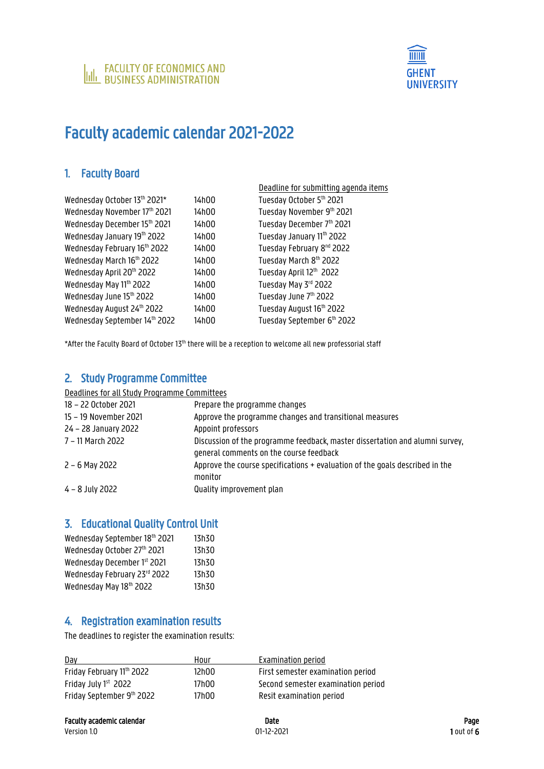FACULTY OF ECONOMICS AND BUSINESS ADMINISTRATION

GHENT UNIVERSITY

# Faculty academic calendar 2021-2022

## 1. Faculty Board

| | | Deadline for submitting agenda items |
|---|---|---|
| Wednesday October 13th 2021* | 14h00 | Tuesday October 5th 2021 |
| Wednesday November 17th 2021 | 14h00 | Tuesday November 9th 2021 |
| Wednesday December 15th 2021 | 14h00 | Tuesday December 7th 2021 |
| Wednesday January 19th 2022 | 14h00 | Tuesday January 11th 2022 |
| Wednesday February 16th 2022 | 14h00 | Tuesday February 8nd 2022 |
| Wednesday March 16th 2022 | 14h00 | Tuesday March 8th 2022 |
| Wednesday April 20th 2022 | 14h00 | Tuesday April 12th 2022 |
| Wednesday May 11th 2022 | 14h00 | Tuesday May 3rd 2022 |
| Wednesday June 15th 2022 | 14h00 | Tuesday June 7th 2022 |
| Wednesday August 24th 2022 | 14h00 | Tuesday August 16th 2022 |
| Wednesday September 14th 2022 | 14h00 | Tuesday September 6th 2022 |

*After the Faculty Board of October 13th there will be a reception to welcome all new professorial staff

## 2. Study Programme Committee

Deadlines for all Study Programme Committees

| | |
|---|---|
| 18 – 22 October 2021 | Prepare the programme changes |
| 15 – 19 November 2021 | Approve the programme changes and transitional measures |
| 24 – 28 January 2022 | Appoint professors |
| 7 – 11 March 2022 | Discussion of the programme feedback, master dissertation and alumni survey, general comments on the course feedback |
| 2 – 6 May 2022 | Approve the course specifications + evaluation of the goals described in the monitor |
| 4 – 8 July 2022 | Quality improvement plan |

## 3. Educational Quality Control Unit

| | |
|---|---|
| Wednesday September 18th 2021 | 13h30 |
| Wednesday October 27th 2021 | 13h30 |
| Wednesday December 1st 2021 | 13h30 |
| Wednesday February 23rd 2022 | 13h30 |
| Wednesday May 18th 2022 | 13h30 |

## 4. Registration examination results

The deadlines to register the examination results:

| Day | Hour | Examination period |
|---|---|---|
| Friday February 11th 2022 | 12h00 | First semester examination period |
| Friday July 1st 2022 | 17h00 | Second semester examination period |
| Friday September 9th 2022 | 17h00 | Resit examination period |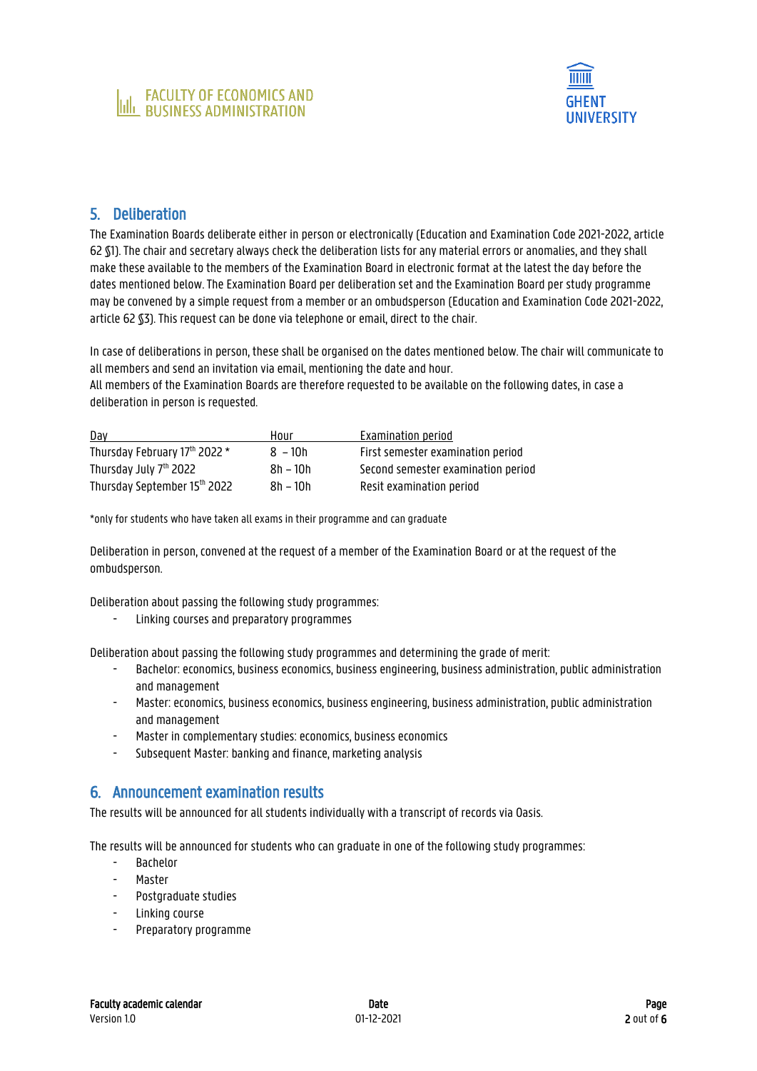## 5. Deliberation

The Examination Boards deliberate either in person or electronically (Education and Examination Code 2021-2022, article 62 §1). The chair and secretary always check the deliberation lists for any material errors or anomalies, and they shall make these available to the members of the Examination Board in electronic format at the latest the day before the dates mentioned below. The Examination Board per deliberation set and the Examination Board per study programme may be convened by a simple request from a member or an ombudsperson (Education and Examination Code 2021-2022, article 62 §3). This request can be done via telephone or email, direct to the chair.

In case of deliberations in person, these shall be organised on the dates mentioned below. The chair will communicate to all members and send an invitation via email, mentioning the date and hour.
All members of the Examination Boards are therefore requested to be available on the following dates, in case a deliberation in person is requested.

| Day | Hour | Examination period |
|---|---|---|
| Thursday February 17th 2022 * | 8 – 10h | First semester examination period |
| Thursday July 7th 2022 | 8h – 10h | Second semester examination period |
| Thursday September 15th 2022 | 8h – 10h | Resit examination period |

*only for students who have taken all exams in their programme and can graduate

Deliberation in person, convened at the request of a member of the Examination Board or at the request of the ombudsperson.

Deliberation about passing the following study programmes:

- Linking courses and preparatory programmes

Deliberation about passing the following study programmes and determining the grade of merit:

- Bachelor: economics, business economics, business engineering, business administration, public administration and management
- Master: economics, business economics, business engineering, business administration, public administration and management
- Master in complementary studies: economics, business economics
- Subsequent Master: banking and finance, marketing analysis

## 6. Announcement examination results

The results will be announced for all students individually with a transcript of records via Oasis.

The results will be announced for students who can graduate in one of the following study programmes:

- Bachelor
- Master
- Postgraduate studies
- Linking course
- Preparatory programme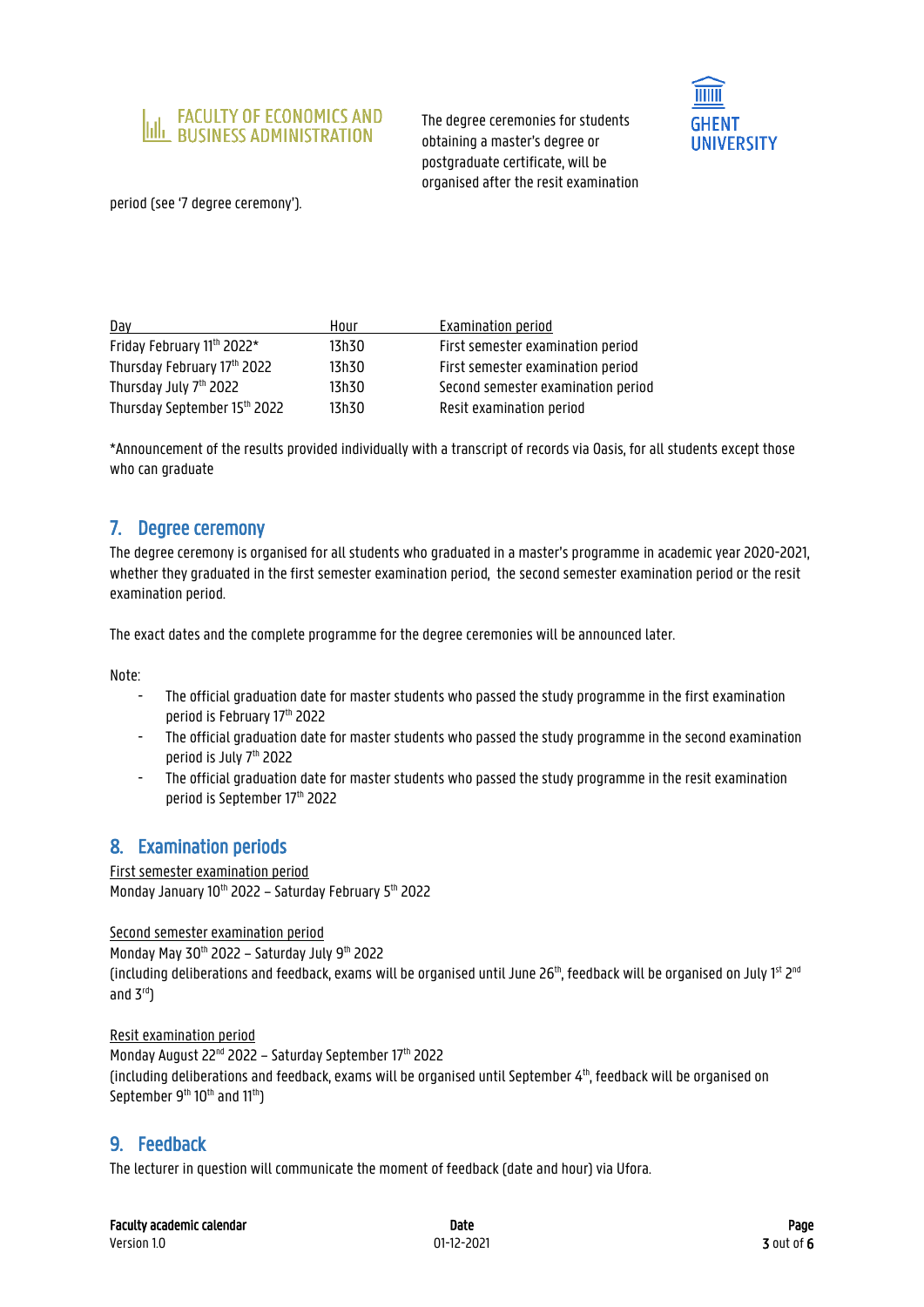The degree ceremonies for students obtaining a master's degree or postgraduate certificate, will be organised after the resit examination period (see '7 degree ceremony').

| Day | Hour | Examination period |
|---|---|---|
| Friday February 11th 2022* | 13h30 | First semester examination period |
| Thursday February 17th 2022 | 13h30 | First semester examination period |
| Thursday July 7th 2022 | 13h30 | Second semester examination period |
| Thursday September 15th 2022 | 13h30 | Resit examination period |

*Announcement of the results provided individually with a transcript of records via Oasis, for all students except those who can graduate

## 7. Degree ceremony

The degree ceremony is organised for all students who graduated in a master's programme in academic year 2020-2021, whether they graduated in the first semester examination period, the second semester examination period or the resit examination period.

The exact dates and the complete programme for the degree ceremonies will be announced later.

Note:

- The official graduation date for master students who passed the study programme in the first examination period is February 17th 2022
- The official graduation date for master students who passed the study programme in the second examination period is July 7th 2022
- The official graduation date for master students who passed the study programme in the resit examination period is September 17th 2022

## 8. Examination periods

First semester examination period
Monday January 10th 2022 – Saturday February 5th 2022

Second semester examination period
Monday May 30th 2022 – Saturday July 9th 2022
(including deliberations and feedback, exams will be organised until June 26th, feedback will be organised on July 1st 2nd and 3rd)

Resit examination period
Monday August 22nd 2022 – Saturday September 17th 2022
(including deliberations and feedback, exams will be organised until September 4th, feedback will be organised on September 9th 10th and 11th)

## 9. Feedback

The lecturer in question will communicate the moment of feedback (date and hour) via Ufora.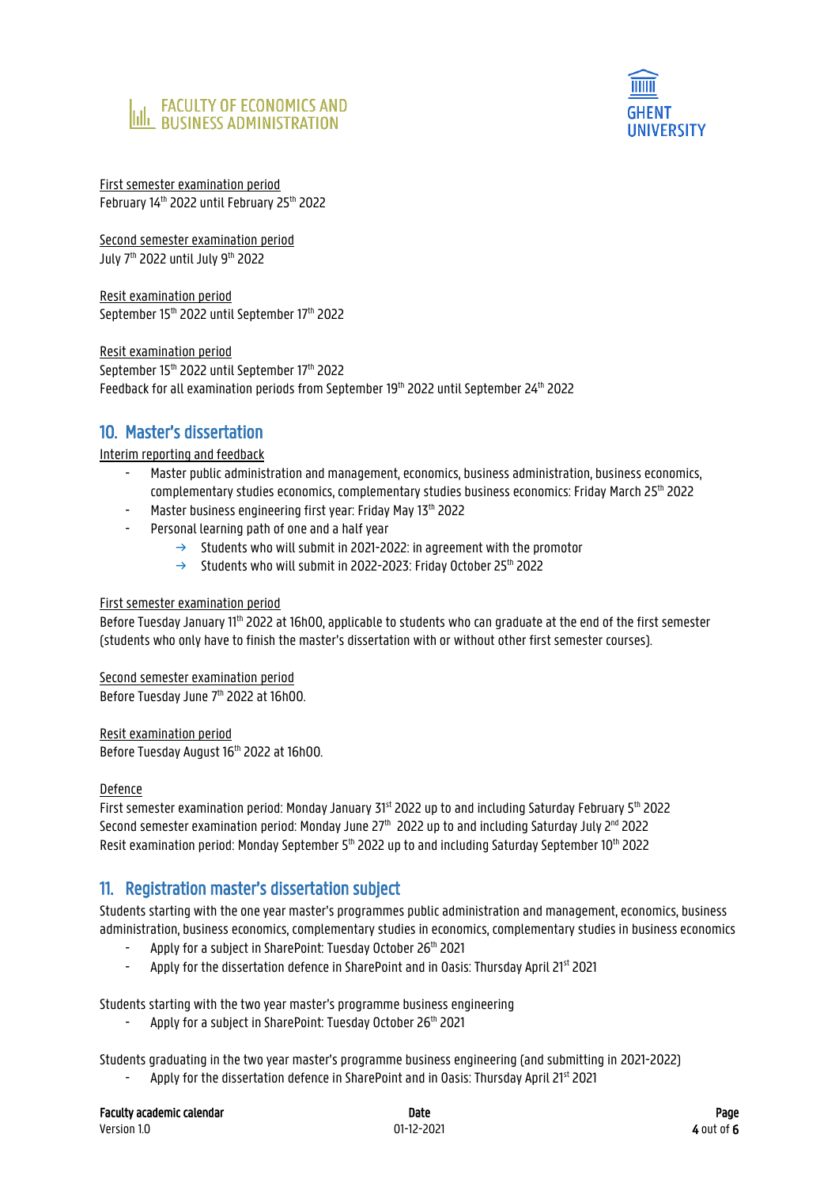First semester examination period
February 14th 2022 until February 25th 2022

Second semester examination period
July 7th 2022 until July 9th 2022

Resit examination period
September 15th 2022 until September 17th 2022

Resit examination period
September 15th 2022 until September 17th 2022
Feedback for all examination periods from September 19th 2022 until September 24th 2022

## 10. Master's dissertation

Interim reporting and feedback

- Master public administration and management, economics, business administration, business economics, complementary studies economics, complementary studies business economics: Friday March 25th 2022
- Master business engineering first year: Friday May 13th 2022
- Personal learning path of one and a half year
    - → Students who will submit in 2021-2022: in agreement with the promotor
    - → Students who will submit in 2022-2023: Friday October 25th 2022

First semester examination period
Before Tuesday January 11th 2022 at 16h00, applicable to students who can graduate at the end of the first semester (students who only have to finish the master's dissertation with or without other first semester courses).

Second semester examination period
Before Tuesday June 7th 2022 at 16h00.

Resit examination period
Before Tuesday August 16th 2022 at 16h00.

Defence
First semester examination period: Monday January 31st 2022 up to and including Saturday February 5th 2022
Second semester examination period: Monday June 27th 2022 up to and including Saturday July 2nd 2022
Resit examination period: Monday September 5th 2022 up to and including Saturday September 10th 2022

## 11. Registration master's dissertation subject

Students starting with the one year master's programmes public administration and management, economics, business administration, business economics, complementary studies in economics, complementary studies in business economics

- Apply for a subject in SharePoint: Tuesday October 26th 2021
- Apply for the dissertation defence in SharePoint and in Oasis: Thursday April 21st 2021

Students starting with the two year master's programme business engineering

- Apply for a subject in SharePoint: Tuesday October 26th 2021

Students graduating in the two year master's programme business engineering (and submitting in 2021-2022)

- Apply for the dissertation defence in SharePoint and in Oasis: Thursday April 21st 2021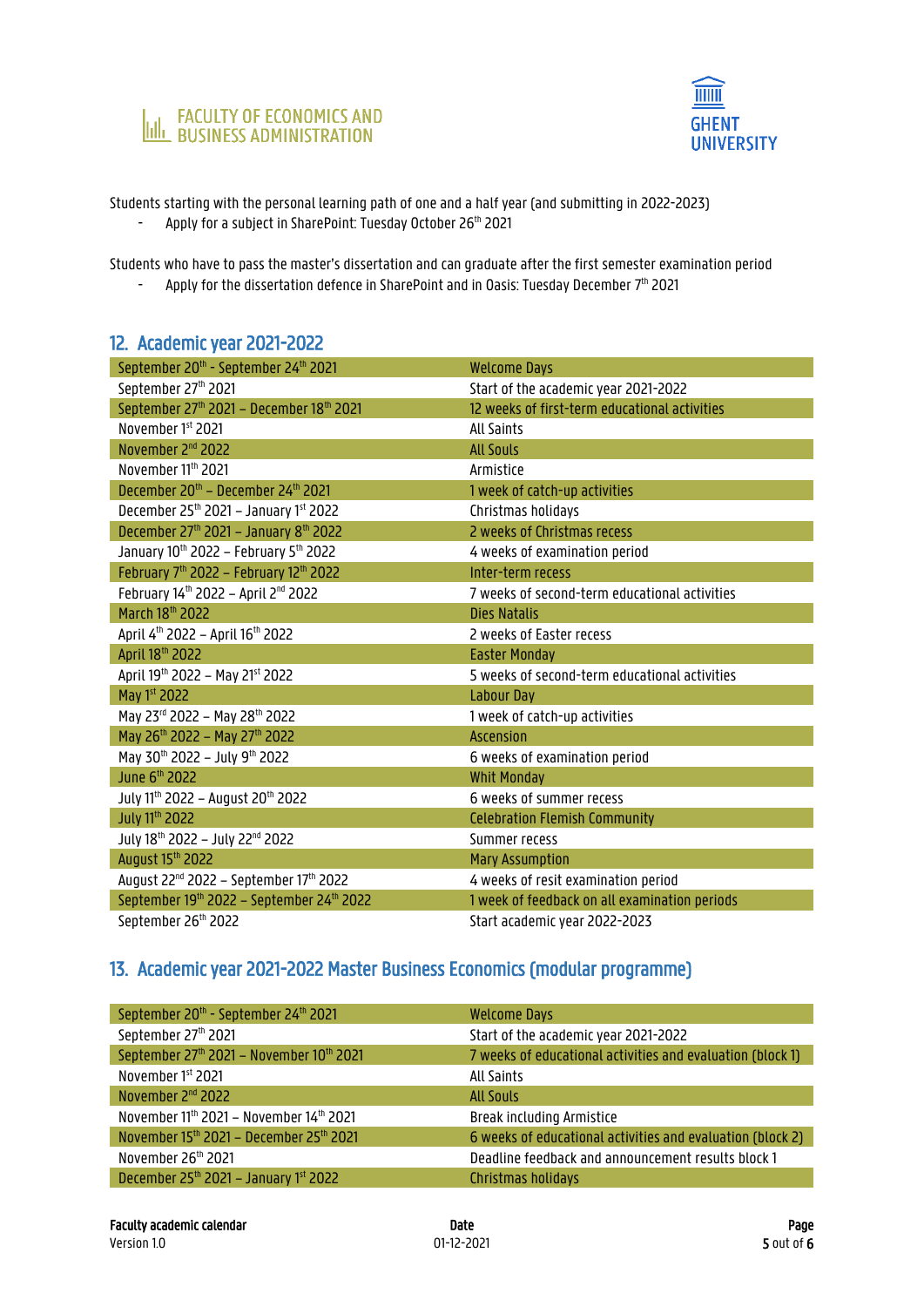Students starting with the personal learning path of one and a half year (and submitting in 2022-2023)

- Apply for a subject in SharePoint: Tuesday October 26th 2021

Students who have to pass the master's dissertation and can graduate after the first semester examination period

- Apply for the dissertation defence in SharePoint and in Oasis: Tuesday December 7th 2021

## 12. Academic year 2021-2022

| | |
|---|---|
| September 20th - September 24th 2021 | Welcome Days |
| September 27th 2021 | Start of the academic year 2021-2022 |
| September 27th 2021 – December 18th 2021 | 12 weeks of first-term educational activities |
| November 1st 2021 | All Saints |
| November 2nd 2022 | All Souls |
| November 11th 2021 | Armistice |
| December 20th – December 24th 2021 | 1 week of catch-up activities |
| December 25th 2021 – January 1st 2022 | Christmas holidays |
| December 27th 2021 – January 8th 2022 | 2 weeks of Christmas recess |
| January 10th 2022 – February 5th 2022 | 4 weeks of examination period |
| February 7th 2022 – February 12th 2022 | Inter-term recess |
| February 14th 2022 – April 2nd 2022 | 7 weeks of second-term educational activities |
| March 18th 2022 | Dies Natalis |
| April 4th 2022 – April 16th 2022 | 2 weeks of Easter recess |
| April 18th 2022 | Easter Monday |
| April 19th 2022 – May 21st 2022 | 5 weeks of second-term educational activities |
| May 1st 2022 | Labour Day |
| May 23rd 2022 – May 28th 2022 | 1 week of catch-up activities |
| May 26th 2022 – May 27th 2022 | Ascension |
| May 30th 2022 – July 9th 2022 | 6 weeks of examination period |
| June 6th 2022 | Whit Monday |
| July 11th 2022 – August 20th 2022 | 6 weeks of summer recess |
| July 11th 2022 | Celebration Flemish Community |
| July 18th 2022 – July 22nd 2022 | Summer recess |
| August 15th 2022 | Mary Assumption |
| August 22nd 2022 – September 17th 2022 | 4 weeks of resit examination period |
| September 19th 2022 – September 24th 2022 | 1 week of feedback on all examination periods |
| September 26th 2022 | Start academic year 2022-2023 |

## 13. Academic year 2021-2022 Master Business Economics (modular programme)

| | |
|---|---|
| September 20th - September 24th 2021 | Welcome Days |
| September 27th 2021 | Start of the academic year 2021-2022 |
| September 27th 2021 – November 10th 2021 | 7 weeks of educational activities and evaluation (block 1) |
| November 1st 2021 | All Saints |
| November 2nd 2022 | All Souls |
| November 11th 2021 – November 14th 2021 | Break including Armistice |
| November 15th 2021 – December 25th 2021 | 6 weeks of educational activities and evaluation (block 2) |
| November 26th 2021 | Deadline feedback and announcement results block 1 |
| December 25th 2021 – January 1st 2022 | Christmas holidays |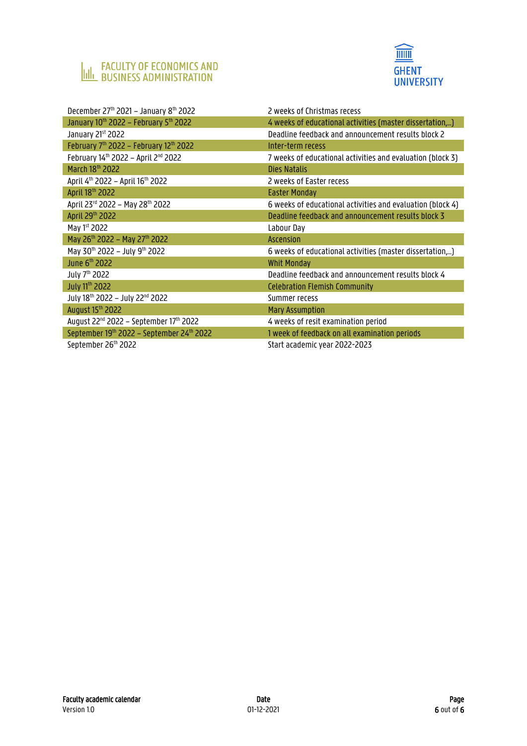| | |
|---|---|
| December 27th 2021 – January 8th 2022 | 2 weeks of Christmas recess |
| January 10th 2022 – February 5th 2022 | 4 weeks of educational activities (master dissertation,…) |
| January 21st 2022 | Deadline feedback and announcement results block 2 |
| February 7th 2022 – February 12th 2022 | Inter-term recess |
| February 14th 2022 – April 2nd 2022 | 7 weeks of educational activities and evaluation (block 3) |
| March 18th 2022 | Dies Natalis |
| April 4th 2022 – April 16th 2022 | 2 weeks of Easter recess |
| April 18th 2022 | Easter Monday |
| April 23rd 2022 – May 28th 2022 | 6 weeks of educational activities and evaluation (block 4) |
| April 29th 2022 | Deadline feedback and announcement results block 3 |
| May 1st 2022 | Labour Day |
| May 26th 2022 – May 27th 2022 | Ascension |
| May 30th 2022 – July 9th 2022 | 6 weeks of educational activities (master dissertation,…) |
| June 6th 2022 | Whit Monday |
| July 7th 2022 | Deadline feedback and announcement results block 4 |
| July 11th 2022 | Celebration Flemish Community |
| July 18th 2022 – July 22nd 2022 | Summer recess |
| August 15th 2022 | Mary Assumption |
| August 22nd 2022 – September 17th 2022 | 4 weeks of resit examination period |
| September 19th 2022 – September 24th 2022 | 1 week of feedback on all examination periods |
| September 26th 2022 | Start academic year 2022-2023 |